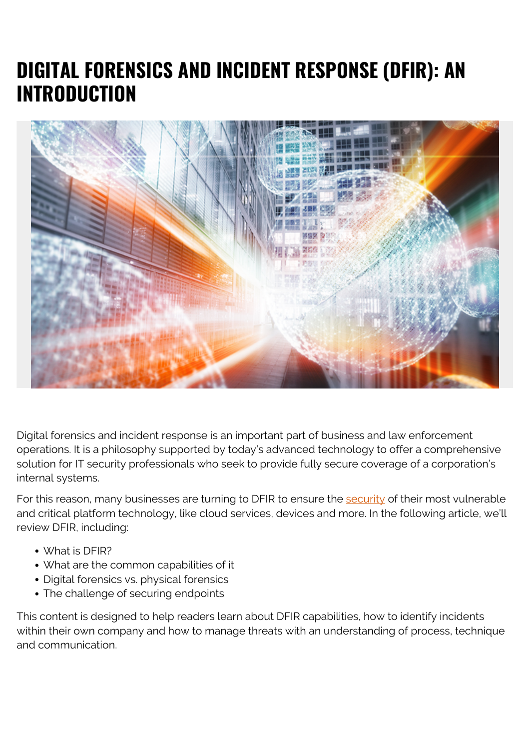# DIGITAL FORENSICS AND INCIDENT RESPONSE (DFIR): AN INTRODUCTION

Digital forensics and incident response is an important part of business and law enforcement operations. It is a philosophy supported by today's advanced technology to offer a comprehensive solution for IT security professionals who seek to provide fully secure coverage of a corporation's internal systems.

For this reason, many businesses are turning to DFIR to ensure the security of their most vulnerable and critical platform technology, like cloud services, devices and more. In the following article, we'll review DFIR, including:

- What is DFIR?
- What are the common capabilities of it
- Digital forensics vs. physical forensics
- The challenge of securing endpoints

This content is designed to help readers learn about DFIR capabilities, how to identify incidents within their own company and how to manage threats with an understanding of process, technique and communication.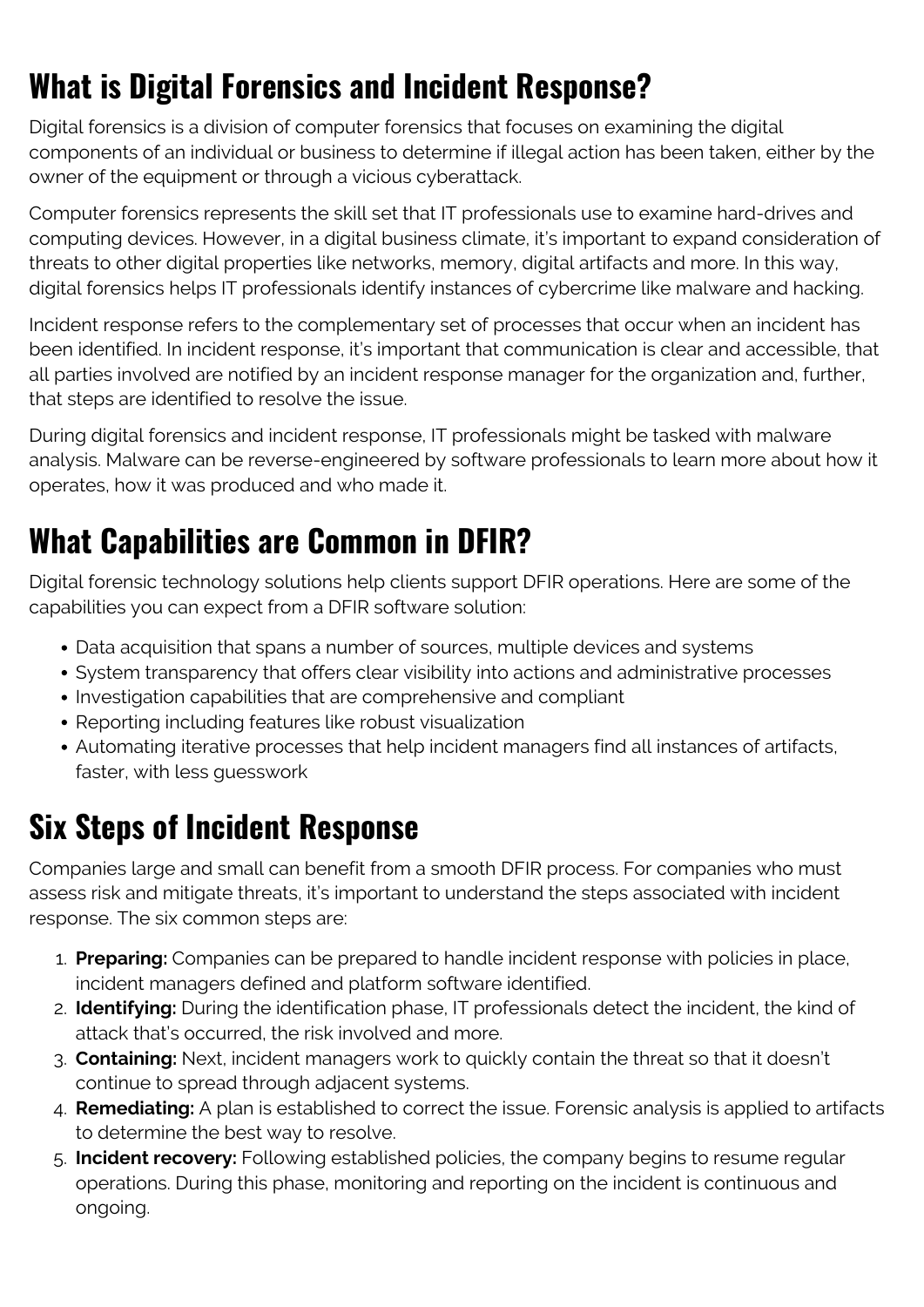## What is Digital Forensics and Incident Response?

Digital forensics is a division of computer forensics that focuses on examining the digital components of an individual or business to determine if illegal action has been taken, either by the owner of the equipment or through a vicious cyberattack.

Computer forensics represents the skill set that IT professionals use to examine hard-drives and computing devices. However, in a digital business climate, it's important to expand consideration of threats to other digital properties like networks, memory, digital artifacts and more. In this way, digital forensics helps IT professionals identify instances of cybercrime like malware and hacking.

Incident response refers to the complementary set of processes that occur when an incident has been identified. In incident response, it's important that communication is clear and accessible, that all parties involved are notified by an incident response manager for the organization and, further, that steps are identified to resolve the issue.

During digital forensics and incident response, IT professionals might be tasked with malware analysis. Malware can be reverse-engineered by software professionals to learn more about how it operates, how it was produced and who made it.

## What Capabilities are Common in DFIR?

Digital forensic technology solutions help clients support DFIR operations. Here are some of the capabilities you can expect from a DFIR software solution:

- Data acquisition that spans a number of sources, multiple devices and systems
- System transparency that offers clear visibility into actions and administrative processes
- Investigation capabilities that are comprehensive and compliant
- Reporting including features like robust visualization
- Automating iterative processes that help incident managers find all instances of artifacts, faster, with less guesswork

## Six Steps of Incident Response

Companies large and small can benefit from a smooth DFIR process. For companies who must assess risk and mitigate threats, it's important to understand the steps associated with incident response. The six common steps are:

1. **Preparing:** Companies can be prepared to handle incident response with policies in place, incident managers defined and platform software identified.
2. **Identifying:** During the identification phase, IT professionals detect the incident, the kind of attack that's occurred, the risk involved and more.
3. **Containing:** Next, incident managers work to quickly contain the threat so that it doesn't continue to spread through adjacent systems.
4. **Remediating:** A plan is established to correct the issue. Forensic analysis is applied to artifacts to determine the best way to resolve.
5. **Incident recovery:** Following established policies, the company begins to resume regular operations. During this phase, monitoring and reporting on the incident is continuous and ongoing.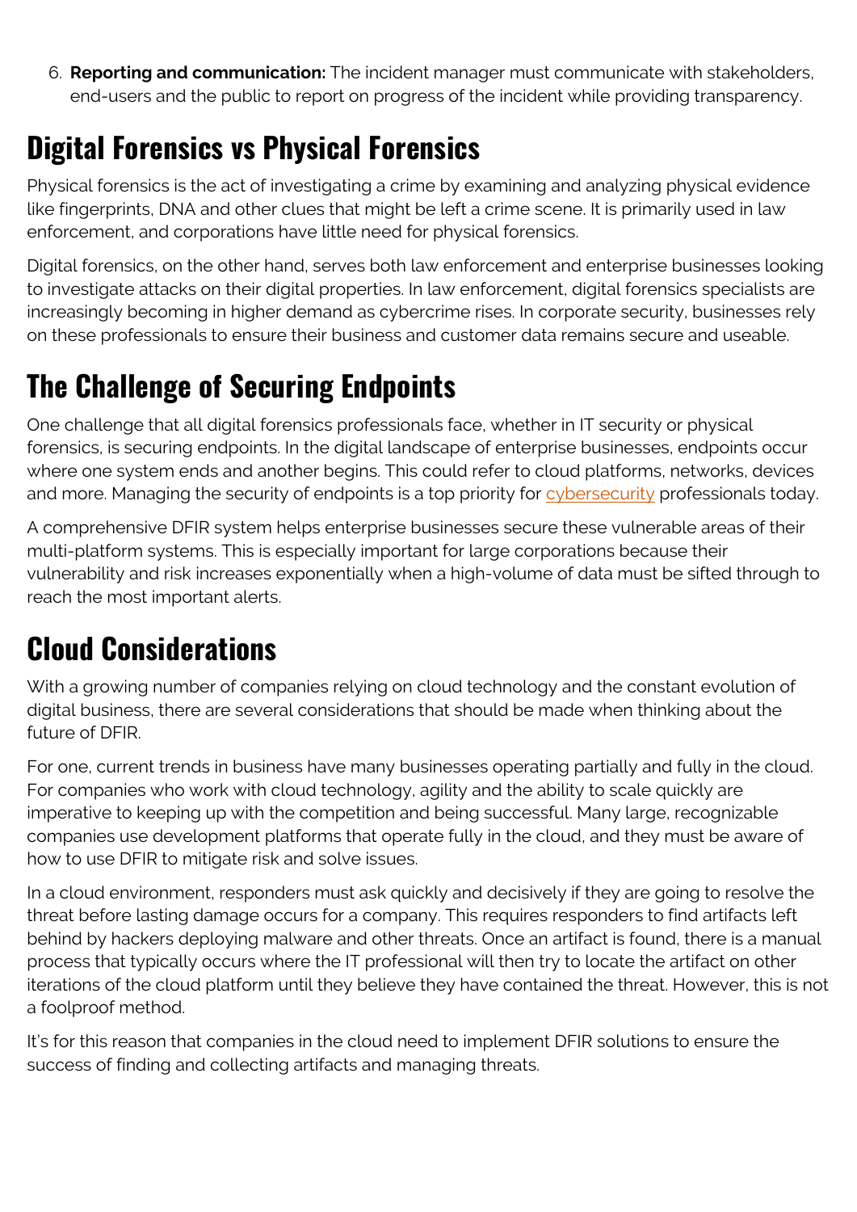6. **Reporting and communication:** The incident manager must communicate with stakeholders, end-users and the public to report on progress of the incident while providing transparency.

## Digital Forensics vs Physical Forensics

Physical forensics is the act of investigating a crime by examining and analyzing physical evidence like fingerprints, DNA and other clues that might be left a crime scene. It is primarily used in law enforcement, and corporations have little need for physical forensics.

Digital forensics, on the other hand, serves both law enforcement and enterprise businesses looking to investigate attacks on their digital properties. In law enforcement, digital forensics specialists are increasingly becoming in higher demand as cybercrime rises. In corporate security, businesses rely on these professionals to ensure their business and customer data remains secure and useable.

## The Challenge of Securing Endpoints

One challenge that all digital forensics professionals face, whether in IT security or physical forensics, is securing endpoints. In the digital landscape of enterprise businesses, endpoints occur where one system ends and another begins. This could refer to cloud platforms, networks, devices and more. Managing the security of endpoints is a top priority for cybersecurity professionals today.

A comprehensive DFIR system helps enterprise businesses secure these vulnerable areas of their multi-platform systems. This is especially important for large corporations because their vulnerability and risk increases exponentially when a high-volume of data must be sifted through to reach the most important alerts.

## Cloud Considerations

With a growing number of companies relying on cloud technology and the constant evolution of digital business, there are several considerations that should be made when thinking about the future of DFIR.

For one, current trends in business have many businesses operating partially and fully in the cloud. For companies who work with cloud technology, agility and the ability to scale quickly are imperative to keeping up with the competition and being successful. Many large, recognizable companies use development platforms that operate fully in the cloud, and they must be aware of how to use DFIR to mitigate risk and solve issues.

In a cloud environment, responders must ask quickly and decisively if they are going to resolve the threat before lasting damage occurs for a company. This requires responders to find artifacts left behind by hackers deploying malware and other threats. Once an artifact is found, there is a manual process that typically occurs where the IT professional will then try to locate the artifact on other iterations of the cloud platform until they believe they have contained the threat. However, this is not a foolproof method.

It's for this reason that companies in the cloud need to implement DFIR solutions to ensure the success of finding and collecting artifacts and managing threats.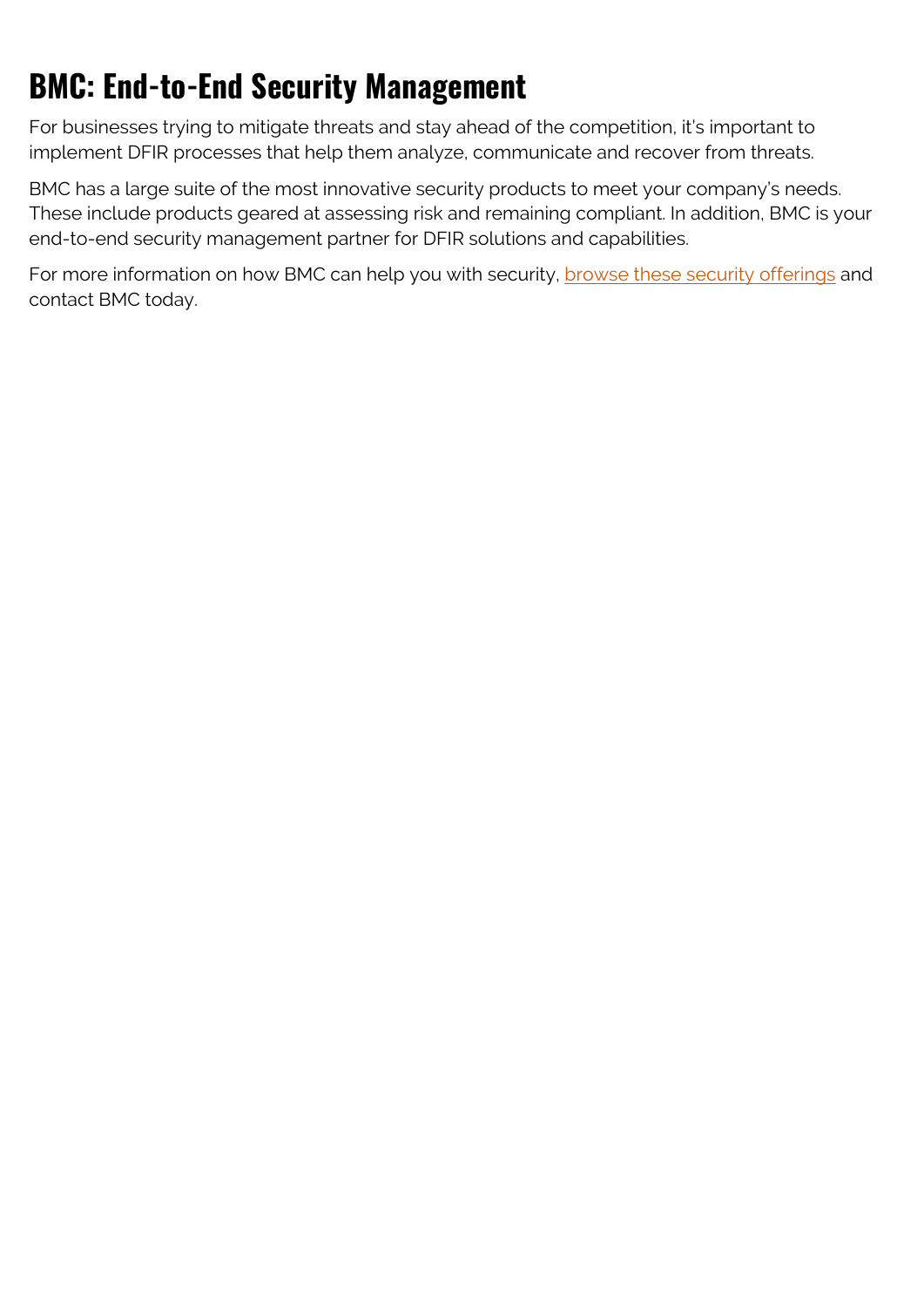## BMC: End-to-End Security Management

For businesses trying to mitigate threats and stay ahead of the competition, it's important to implement DFIR processes that help them analyze, communicate and recover from threats.

BMC has a large suite of the most innovative security products to meet your company's needs. These include products geared at assessing risk and remaining compliant. In addition, BMC is your end-to-end security management partner for DFIR solutions and capabilities.

For more information on how BMC can help you with security, browse these security offerings and contact BMC today.